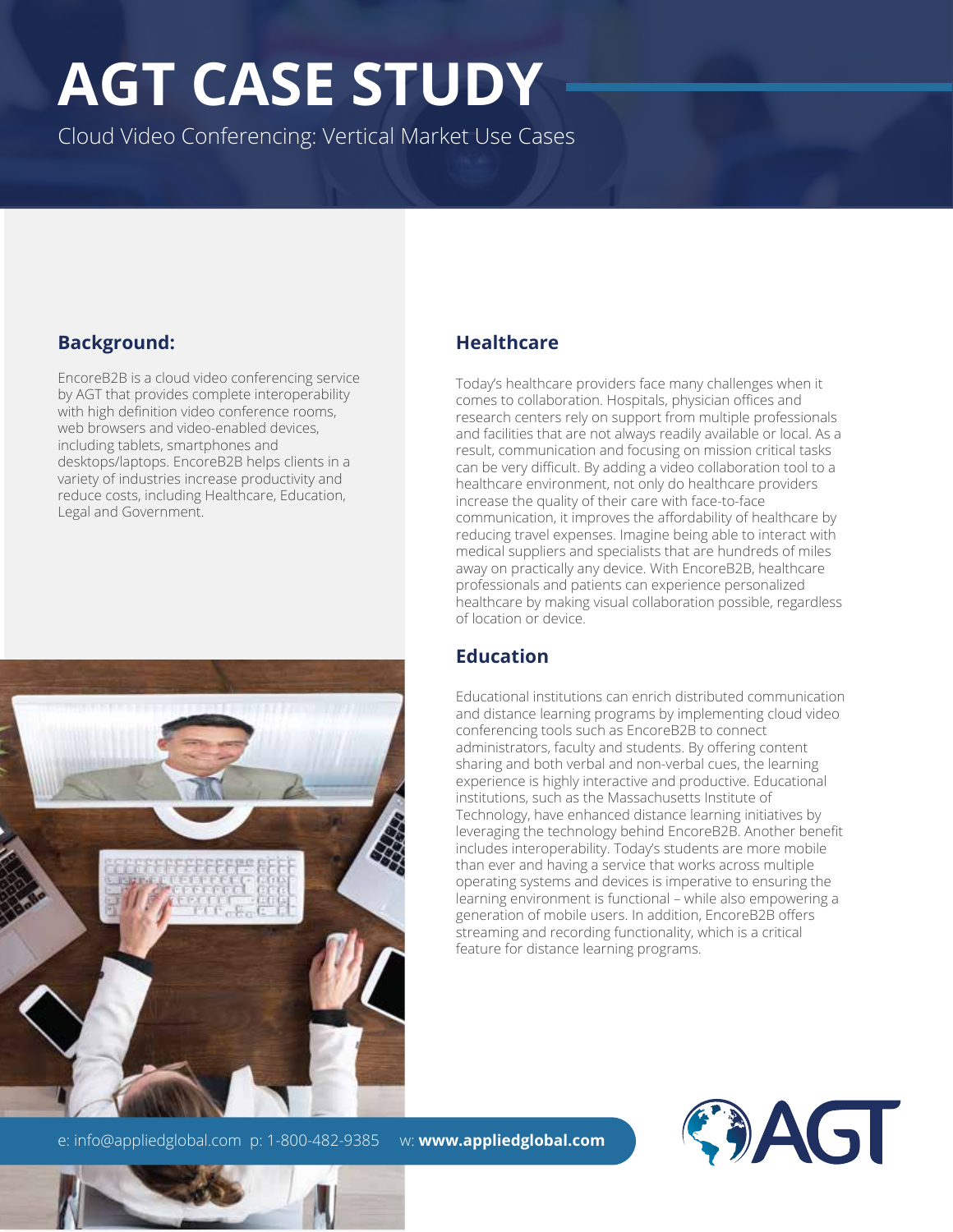# AGT CASE STUDY

Cloud Video Conferencing: Vertical Market Use Cases

## Background:

EncoreB2B is a cloud video conferencing service by AGT that provides complete interoperability with high definition video conference rooms, web browsers and video-enabled devices, including tablets, smartphones and desktops/laptops. EncoreB2B helps clients in a variety of industries increase productivity and reduce costs, including Healthcare, Education, Legal and Government.

## Healthcare

Today's healthcare providers face many challenges when it comes to collaboration. Hospitals, physician offices and research centers rely on support from multiple professionals and facilities that are not always readily available or local. As a result, communication and focusing on mission critical tasks can be very difficult. By adding a video collaboration tool to a healthcare environment, not only do healthcare providers increase the quality of their care with face-to-face communication, it improves the affordability of healthcare by reducing travel expenses. Imagine being able to interact with medical suppliers and specialists that are hundreds of miles away on practically any device. With EncoreB2B, healthcare professionals and patients can experience personalized healthcare by making visual collaboration possible, regardless of location or device.

## Education

Educational institutions can enrich distributed communication and distance learning programs by implementing cloud video conferencing tools such as EncoreB2B to connect administrators, faculty and students. By offering content sharing and both verbal and non-verbal cues, the learning experience is highly interactive and productive. Educational institutions, such as the Massachusetts Institute of Technology, have enhanced distance learning initiatives by leveraging the technology behind EncoreB2B. Another benefit includes interoperability. Today's students are more mobile than ever and having a service that works across multiple operating systems and devices is imperative to ensuring the learning environment is functional – while also empowering a generation of mobile users. In addition, EncoreB2B offers streaming and recording functionality, which is a critical feature for distance learning programs.

e: info@appliedglobal.com p: 1-800-482-9385 w: **www.appliedglobal.com**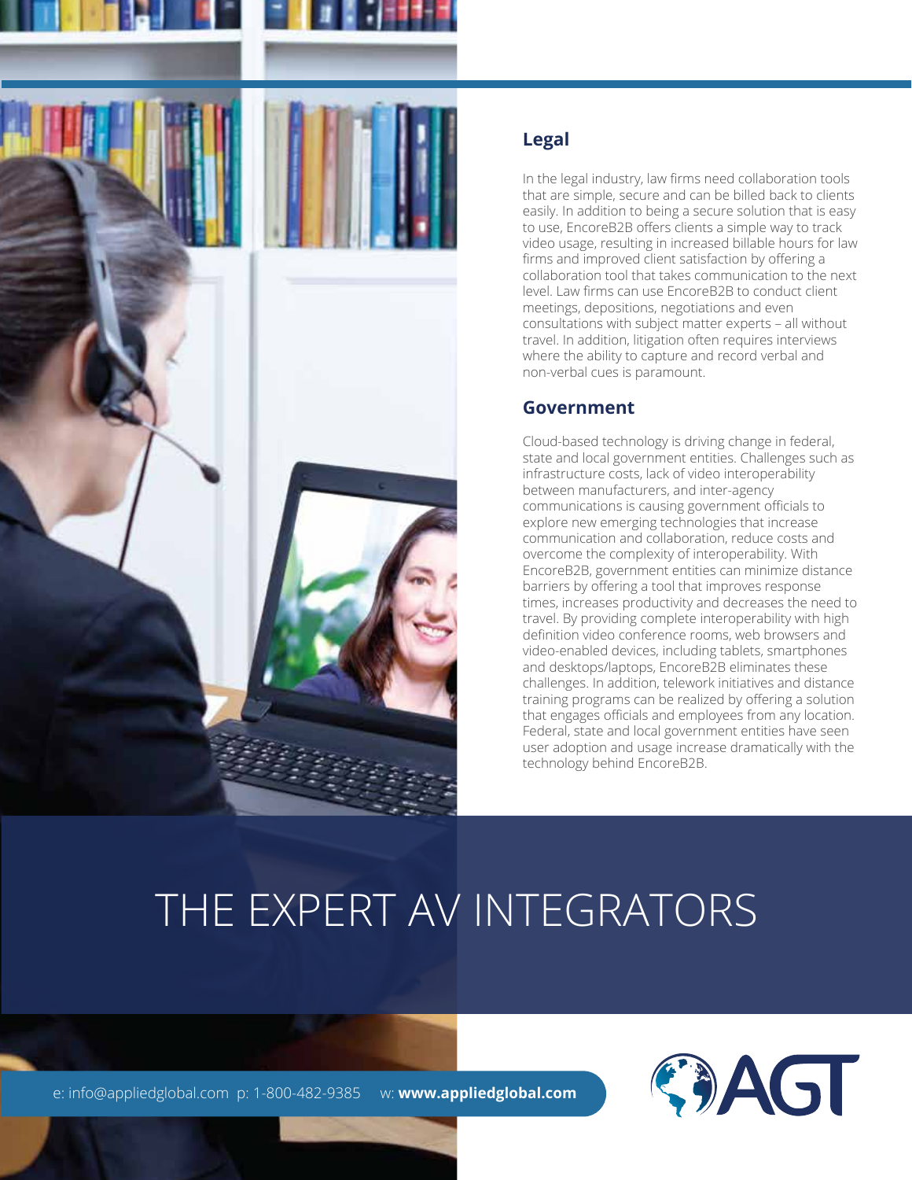## Legal

In the legal industry, law firms need collaboration tools that are simple, secure and can be billed back to clients easily. In addition to being a secure solution that is easy to use, EncoreB2B offers clients a simple way to track video usage, resulting in increased billable hours for law firms and improved client satisfaction by offering a collaboration tool that takes communication to the next level. Law firms can use EncoreB2B to conduct client meetings, depositions, negotiations and even consultations with subject matter experts – all without travel. In addition, litigation often requires interviews where the ability to capture and record verbal and non-verbal cues is paramount.

## Government

Cloud-based technology is driving change in federal, state and local government entities. Challenges such as infrastructure costs, lack of video interoperability between manufacturers, and inter-agency communications is causing government officials to explore new emerging technologies that increase communication and collaboration, reduce costs and overcome the complexity of interoperability. With EncoreB2B, government entities can minimize distance barriers by offering a tool that improves response times, increases productivity and decreases the need to travel. By providing complete interoperability with high definition video conference rooms, web browsers and video-enabled devices, including tablets, smartphones and desktops/laptops, EncoreB2B eliminates these challenges. In addition, telework initiatives and distance training programs can be realized by offering a solution that engages officials and employees from any location. Federal, state and local government entities have seen user adoption and usage increase dramatically with the technology behind EncoreB2B.

# THE EXPERT AV INTEGRATORS

e: info@appliedglobal.com p: 1-800-482-9385 w: **www.appliedglobal.com**

AGT